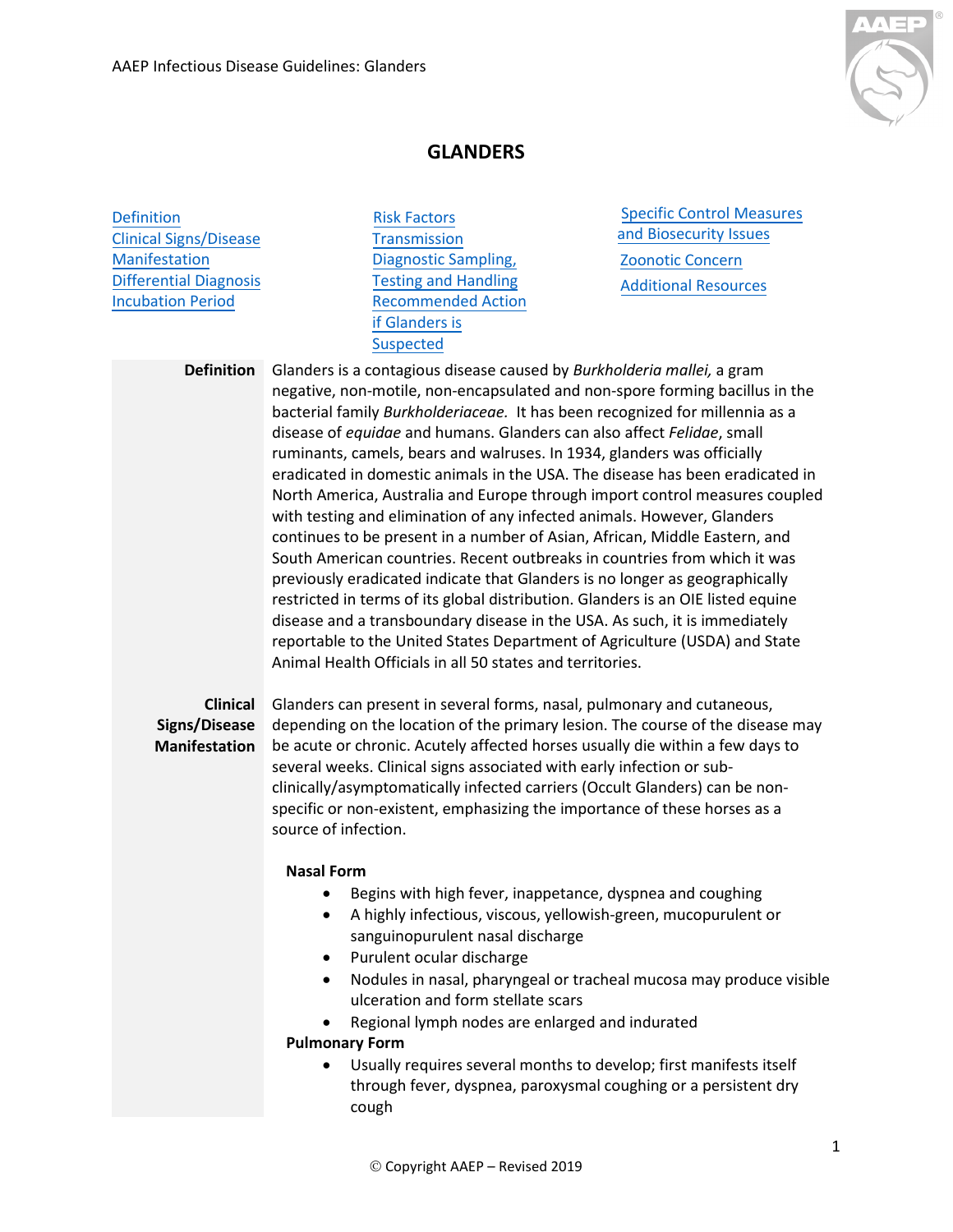# GLANDERS

- [Definition](#)
- [Clinical Signs/Disease Manifestation](#)
- [Differential Diagnosis](#)
- [Incubation Period](#)
- [Risk Factors](#)
- [Transmission](#)
- [Diagnostic Sampling, Testing and Handling](#)
- [Recommended Action if Glanders is Suspected](#)
- [Specific Control Measures and Biosecurity Issues](#)
- [Zoonotic Concern](#)
- [Additional Resources](#)

## Definition

Glanders is a contagious disease caused by *Burkholderia mallei,* a gram negative, non-motile, non-encapsulated and non-spore forming bacillus in the bacterial family *Burkholderiaceae.* It has been recognized for millennia as a disease of *equidae* and humans. Glanders can also affect *Felidae*, small ruminants, camels, bears and walruses. In 1934, glanders was officially eradicated in domestic animals in the USA. The disease has been eradicated in North America, Australia and Europe through import control measures coupled with testing and elimination of any infected animals. However, Glanders continues to be present in a number of Asian, African, Middle Eastern, and South American countries. Recent outbreaks in countries from which it was previously eradicated indicate that Glanders is no longer as geographically restricted in terms of its global distribution. Glanders is an OIE listed equine disease and a transboundary disease in the USA. As such, it is immediately reportable to the United States Department of Agriculture (USDA) and State Animal Health Officials in all 50 states and territories.

## Clinical Signs/Disease Manifestation

Glanders can present in several forms, nasal, pulmonary and cutaneous, depending on the location of the primary lesion. The course of the disease may be acute or chronic. Acutely affected horses usually die within a few days to several weeks. Clinical signs associated with early infection or sub-clinically/asymptomatically infected carriers (Occult Glanders) can be non-specific or non-existent, emphasizing the importance of these horses as a source of infection.

**Nasal Form**

- Begins with high fever, inappetance, dyspnea and coughing
- A highly infectious, viscous, yellowish-green, mucopurulent or sanguinopurulent nasal discharge
- Purulent ocular discharge
- Nodules in nasal, pharyngeal or tracheal mucosa may produce visible ulceration and form stellate scars
- Regional lymph nodes are enlarged and indurated

**Pulmonary Form**

- Usually requires several months to develop; first manifests itself through fever, dyspnea, paroxysmal coughing or a persistent dry cough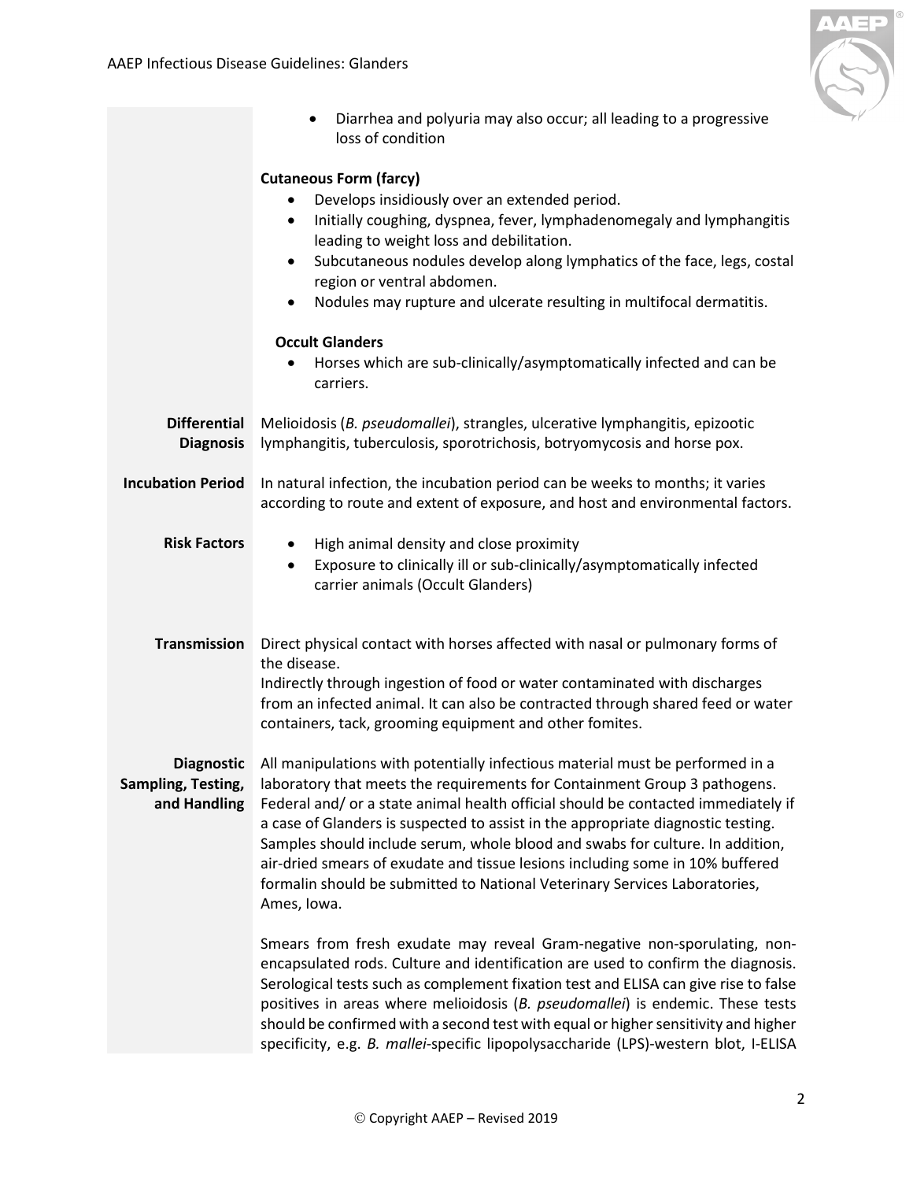- Diarrhea and polyuria may also occur; all leading to a progressive loss of condition

**Cutaneous Form (farcy)**

- Develops insidiously over an extended period.
- Initially coughing, dyspnea, fever, lymphadenomegaly and lymphangitis leading to weight loss and debilitation.
- Subcutaneous nodules develop along lymphatics of the face, legs, costal region or ventral abdomen.
- Nodules may rupture and ulcerate resulting in multifocal dermatitis.

**Occult Glanders**

- Horses which are sub-clinically/asymptomatically infected and can be carriers.

**Differential Diagnosis**

Melioidosis (*B. pseudomallei*), strangles, ulcerative lymphangitis, epizootic lymphangitis, tuberculosis, sporotrichosis, botryomycosis and horse pox.

**Incubation Period**

In natural infection, the incubation period can be weeks to months; it varies according to route and extent of exposure, and host and environmental factors.

**Risk Factors**

- High animal density and close proximity
- Exposure to clinically ill or sub-clinically/asymptomatically infected carrier animals (Occult Glanders)

**Transmission**

Direct physical contact with horses affected with nasal or pulmonary forms of the disease.
Indirectly through ingestion of food or water contaminated with discharges from an infected animal. It can also be contracted through shared feed or water containers, tack, grooming equipment and other fomites.

**Diagnostic Sampling, Testing, and Handling**

All manipulations with potentially infectious material must be performed in a laboratory that meets the requirements for Containment Group 3 pathogens. Federal and/ or a state animal health official should be contacted immediately if a case of Glanders is suspected to assist in the appropriate diagnostic testing. Samples should include serum, whole blood and swabs for culture. In addition, air-dried smears of exudate and tissue lesions including some in 10% buffered formalin should be submitted to National Veterinary Services Laboratories, Ames, Iowa.

Smears from fresh exudate may reveal Gram-negative non-sporulating, non-encapsulated rods. Culture and identification are used to confirm the diagnosis. Serological tests such as complement fixation test and ELISA can give rise to false positives in areas where melioidosis (*B. pseudomallei*) is endemic. These tests should be confirmed with a second test with equal or higher sensitivity and higher specificity, e.g. *B. mallei*-specific lipopolysaccharide (LPS)-western blot, I-ELISA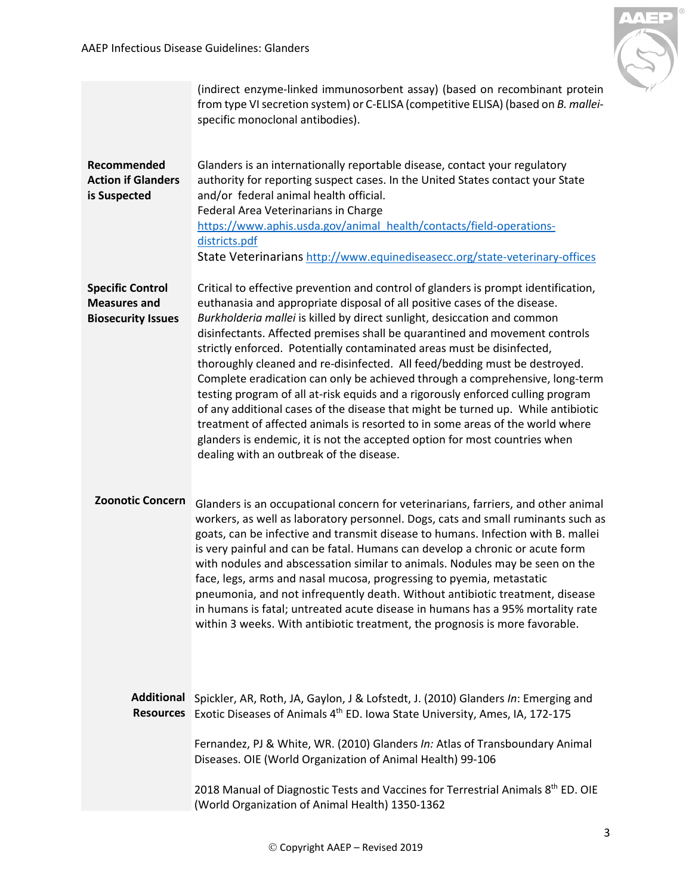| | |
|---|---|
| | (indirect enzyme-linked immunosorbent assay) (based on recombinant protein from type VI secretion system) or C-ELISA (competitive ELISA) (based on *B. mallei*-specific monoclonal antibodies). |
| **Recommended Action if Glanders is Suspected** | Glanders is an internationally reportable disease, contact your regulatory authority for reporting suspect cases. In the United States contact your State and/or federal animal health official.<br>Federal Area Veterinarians in Charge<br>https://www.aphis.usda.gov/animal_health/contacts/field-operations-districts.pdf<br>State Veterinarians http://www.equinediseasecc.org/state-veterinary-offices |
| **Specific Control Measures and Biosecurity Issues** | Critical to effective prevention and control of glanders is prompt identification, euthanasia and appropriate disposal of all positive cases of the disease. *Burkholderia mallei* is killed by direct sunlight, desiccation and common disinfectants. Affected premises shall be quarantined and movement controls strictly enforced. Potentially contaminated areas must be disinfected, thoroughly cleaned and re-disinfected. All feed/bedding must be destroyed. Complete eradication can only be achieved through a comprehensive, long-term testing program of all at-risk equids and a rigorously enforced culling program of any additional cases of the disease that might be turned up. While antibiotic treatment of affected animals is resorted to in some areas of the world where glanders is endemic, it is not the accepted option for most countries when dealing with an outbreak of the disease. |
| **Zoonotic Concern** | Glanders is an occupational concern for veterinarians, farriers, and other animal workers, as well as laboratory personnel. Dogs, cats and small ruminants such as goats, can be infective and transmit disease to humans. Infection with B. mallei is very painful and can be fatal. Humans can develop a chronic or acute form with nodules and abscessation similar to animals. Nodules may be seen on the face, legs, arms and nasal mucosa, progressing to pyemia, metastatic pneumonia, and not infrequently death. Without antibiotic treatment, disease in humans is fatal; untreated acute disease in humans has a 95% mortality rate within 3 weeks. With antibiotic treatment, the prognosis is more favorable. |
| **Additional Resources** | Spickler, AR, Roth, JA, Gaylon, J & Lofstedt, J. (2010) Glanders *In*: Emerging and Exotic Diseases of Animals 4th ED. Iowa State University, Ames, IA, 172-175<br><br>Fernandez, PJ & White, WR. (2010) Glanders *In:* Atlas of Transboundary Animal Diseases. OIE (World Organization of Animal Health) 99-106<br><br>2018 Manual of Diagnostic Tests and Vaccines for Terrestrial Animals 8th ED. OIE (World Organization of Animal Health) 1350-1362 |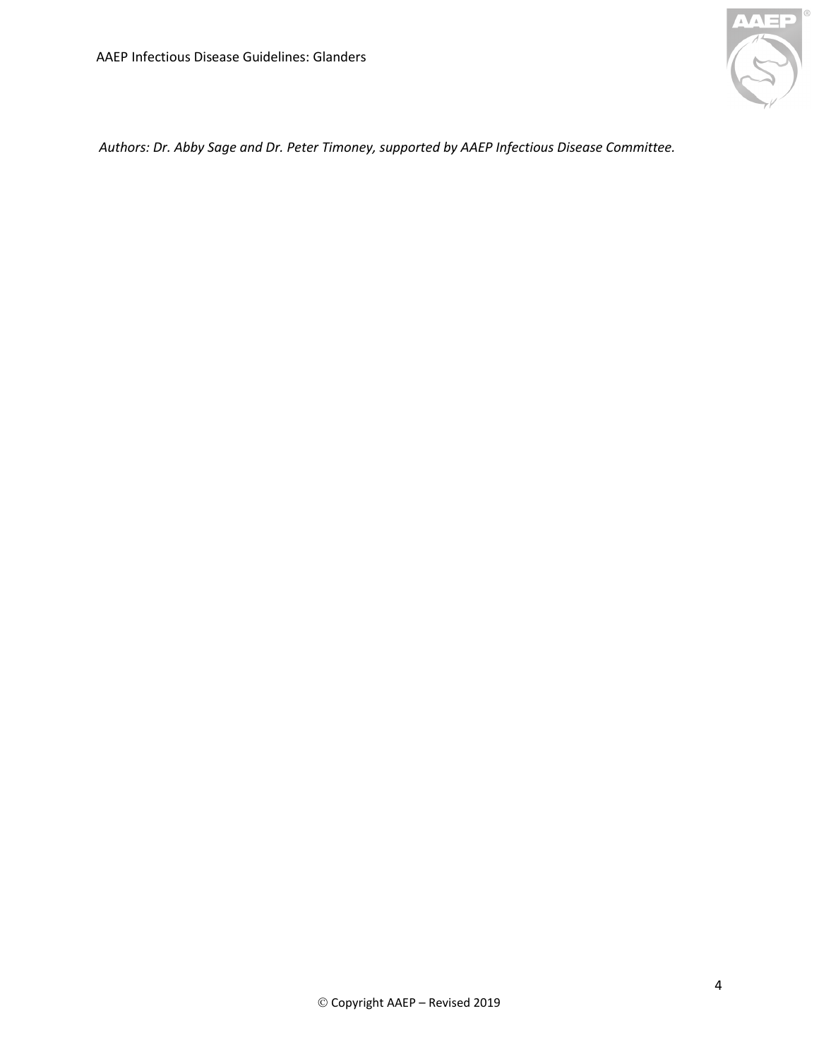*Authors: Dr. Abby Sage and Dr. Peter Timoney, supported by AAEP Infectious Disease Committee.*